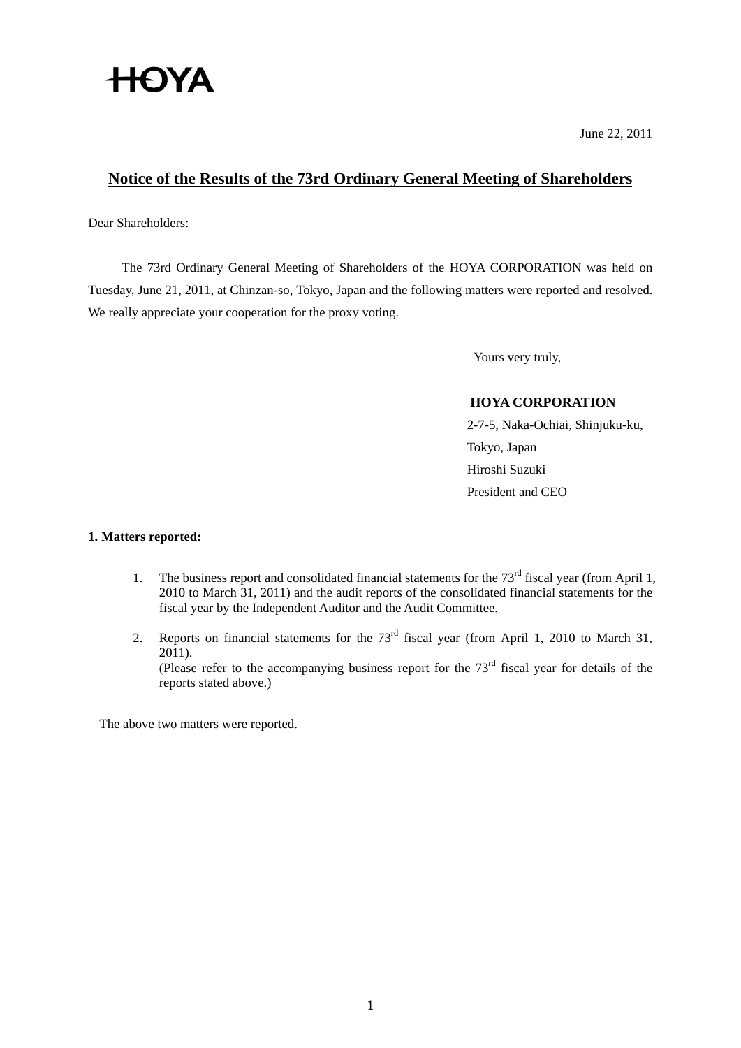HOYA

June 22, 2011

# Notice of the Results of the 73rd Ordinary General Meeting of Shareholders

Dear Shareholders:

The 73rd Ordinary General Meeting of Shareholders of the HOYA CORPORATION was held on Tuesday, June 21, 2011, at Chinzan-so, Tokyo, Japan and the following matters were reported and resolved. We really appreciate your cooperation for the proxy voting.

Yours very truly,

**HOYA CORPORATION**
2-7-5, Naka-Ochiai, Shinjuku-ku,
Tokyo, Japan
Hiroshi Suzuki
President and CEO

**1. Matters reported:**

1. The business report and consolidated financial statements for the 73rd fiscal year (from April 1, 2010 to March 31, 2011) and the audit reports of the consolidated financial statements for the fiscal year by the Independent Auditor and the Audit Committee.

2. Reports on financial statements for the 73rd fiscal year (from April 1, 2010 to March 31, 2011).
(Please refer to the accompanying business report for the 73rd fiscal year for details of the reports stated above.)

The above two matters were reported.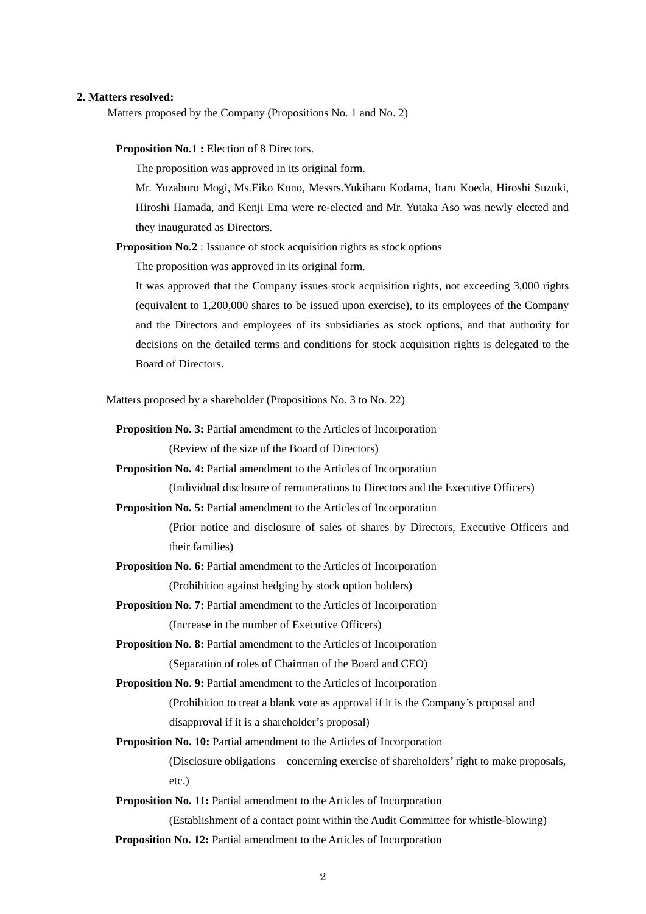**2. Matters resolved:**

Matters proposed by the Company (Propositions No. 1 and No. 2)

**Proposition No.1 :** Election of 8 Directors.

The proposition was approved in its original form.

Mr. Yuzaburo Mogi, Ms.Eiko Kono, Messrs.Yukiharu Kodama, Itaru Koeda, Hiroshi Suzuki, Hiroshi Hamada, and Kenji Ema were re-elected and Mr. Yutaka Aso was newly elected and they inaugurated as Directors.

**Proposition No.2** : Issuance of stock acquisition rights as stock options

The proposition was approved in its original form.

It was approved that the Company issues stock acquisition rights, not exceeding 3,000 rights (equivalent to 1,200,000 shares to be issued upon exercise), to its employees of the Company and the Directors and employees of its subsidiaries as stock options, and that authority for decisions on the detailed terms and conditions for stock acquisition rights is delegated to the Board of Directors.

Matters proposed by a shareholder (Propositions No. 3 to No. 22)

**Proposition No. 3:** Partial amendment to the Articles of Incorporation

(Review of the size of the Board of Directors)

**Proposition No. 4:** Partial amendment to the Articles of Incorporation

(Individual disclosure of remunerations to Directors and the Executive Officers)

**Proposition No. 5:** Partial amendment to the Articles of Incorporation

(Prior notice and disclosure of sales of shares by Directors, Executive Officers and their families)

**Proposition No. 6:** Partial amendment to the Articles of Incorporation

(Prohibition against hedging by stock option holders)

**Proposition No. 7:** Partial amendment to the Articles of Incorporation

(Increase in the number of Executive Officers)

**Proposition No. 8:** Partial amendment to the Articles of Incorporation

(Separation of roles of Chairman of the Board and CEO)

**Proposition No. 9:** Partial amendment to the Articles of Incorporation

(Prohibition to treat a blank vote as approval if it is the Company's proposal and disapproval if it is a shareholder's proposal)

**Proposition No. 10:** Partial amendment to the Articles of Incorporation

(Disclosure obligations concerning exercise of shareholders' right to make proposals, etc.)

**Proposition No. 11:** Partial amendment to the Articles of Incorporation

(Establishment of a contact point within the Audit Committee for whistle-blowing)

**Proposition No. 12:** Partial amendment to the Articles of Incorporation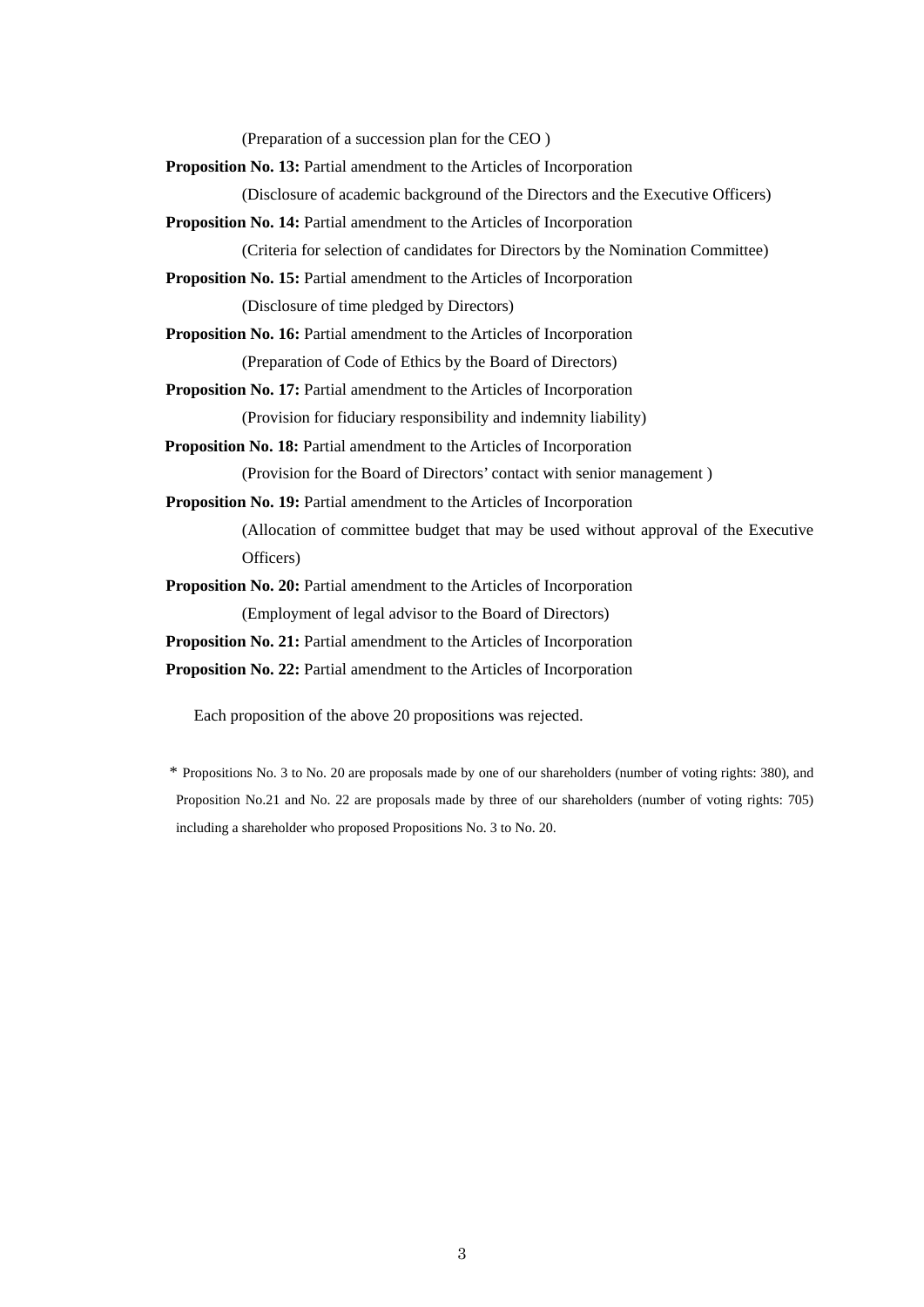(Preparation of a succession plan for the CEO )

**Proposition No. 13:** Partial amendment to the Articles of Incorporation

(Disclosure of academic background of the Directors and the Executive Officers)

**Proposition No. 14:** Partial amendment to the Articles of Incorporation

(Criteria for selection of candidates for Directors by the Nomination Committee)

**Proposition No. 15:** Partial amendment to the Articles of Incorporation

(Disclosure of time pledged by Directors)

**Proposition No. 16:** Partial amendment to the Articles of Incorporation

(Preparation of Code of Ethics by the Board of Directors)

**Proposition No. 17:** Partial amendment to the Articles of Incorporation

(Provision for fiduciary responsibility and indemnity liability)

**Proposition No. 18:** Partial amendment to the Articles of Incorporation

(Provision for the Board of Directors' contact with senior management )

**Proposition No. 19:** Partial amendment to the Articles of Incorporation

(Allocation of committee budget that may be used without approval of the Executive Officers)

**Proposition No. 20:** Partial amendment to the Articles of Incorporation

(Employment of legal advisor to the Board of Directors)

**Proposition No. 21:** Partial amendment to the Articles of Incorporation

**Proposition No. 22:** Partial amendment to the Articles of Incorporation

Each proposition of the above 20 propositions was rejected.

\* Propositions No. 3 to No. 20 are proposals made by one of our shareholders (number of voting rights: 380), and Proposition No.21 and No. 22 are proposals made by three of our shareholders (number of voting rights: 705) including a shareholder who proposed Propositions No. 3 to No. 20.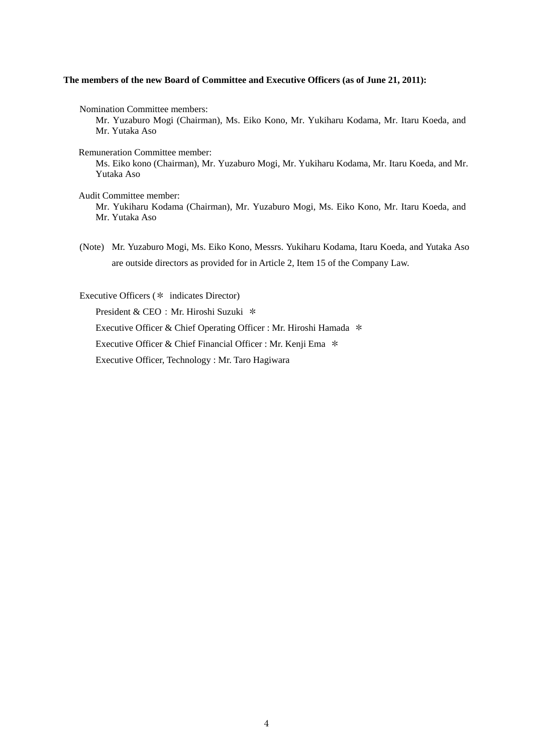**The members of the new Board of Committee and Executive Officers (as of June 21, 2011):**

Nomination Committee members:

Mr. Yuzaburo Mogi (Chairman), Ms. Eiko Kono, Mr. Yukiharu Kodama, Mr. Itaru Koeda, and Mr. Yutaka Aso

Remuneration Committee member:

Ms. Eiko kono (Chairman), Mr. Yuzaburo Mogi, Mr. Yukiharu Kodama, Mr. Itaru Koeda, and Mr. Yutaka Aso

Audit Committee member:

Mr. Yukiharu Kodama (Chairman), Mr. Yuzaburo Mogi, Ms. Eiko Kono, Mr. Itaru Koeda, and Mr. Yutaka Aso

(Note) Mr. Yuzaburo Mogi, Ms. Eiko Kono, Messrs. Yukiharu Kodama, Itaru Koeda, and Yutaka Aso are outside directors as provided for in Article 2, Item 15 of the Company Law.

Executive Officers (＊ indicates Director)

President & CEO：Mr. Hiroshi Suzuki ＊

Executive Officer & Chief Operating Officer : Mr. Hiroshi Hamada ＊

Executive Officer & Chief Financial Officer : Mr. Kenji Ema ＊

Executive Officer, Technology : Mr. Taro Hagiwara